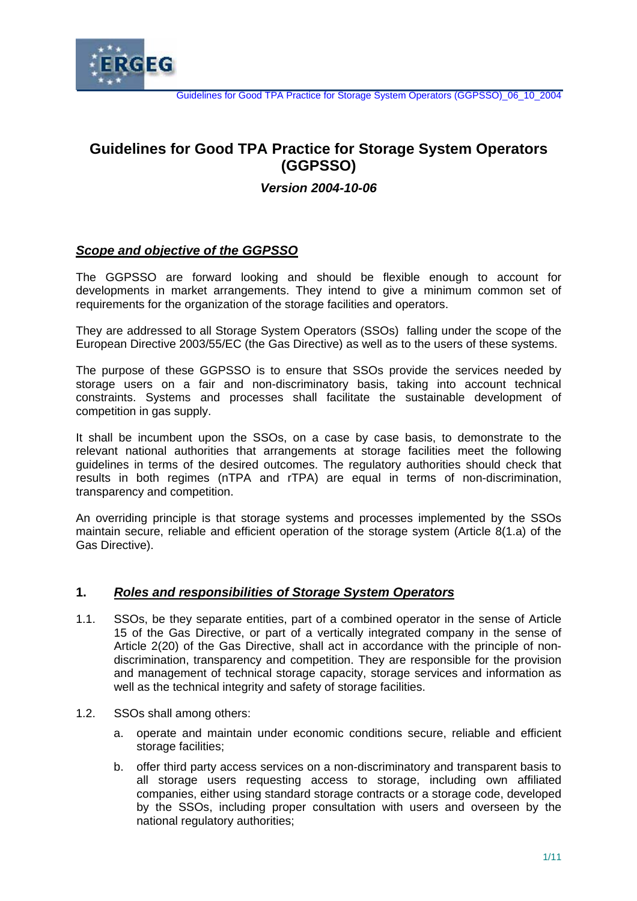# Guidelines for Good TPA Practice for Storage System Operators (GGPSSO)

***Version 2004-10-06***

## ***Scope and objective of the GGPSSO***

The GGPSSO are forward looking and should be flexible enough to account for developments in market arrangements. They intend to give a minimum common set of requirements for the organization of the storage facilities and operators.

They are addressed to all Storage System Operators (SSOs) falling under the scope of the European Directive 2003/55/EC (the Gas Directive) as well as to the users of these systems.

The purpose of these GGPSSO is to ensure that SSOs provide the services needed by storage users on a fair and non-discriminatory basis, taking into account technical constraints. Systems and processes shall facilitate the sustainable development of competition in gas supply.

It shall be incumbent upon the SSOs, on a case by case basis, to demonstrate to the relevant national authorities that arrangements at storage facilities meet the following guidelines in terms of the desired outcomes. The regulatory authorities should check that results in both regimes (nTPA and rTPA) are equal in terms of non-discrimination, transparency and competition.

An overriding principle is that storage systems and processes implemented by the SSOs maintain secure, reliable and efficient operation of the storage system (Article 8(1.a) of the Gas Directive).

## 1. ***Roles and responsibilities of Storage System Operators***

1.1. SSOs, be they separate entities, part of a combined operator in the sense of Article 15 of the Gas Directive, or part of a vertically integrated company in the sense of Article 2(20) of the Gas Directive, shall act in accordance with the principle of non-discrimination, transparency and competition. They are responsible for the provision and management of technical storage capacity, storage services and information as well as the technical integrity and safety of storage facilities.

1.2. SSOs shall among others:

a. operate and maintain under economic conditions secure, reliable and efficient storage facilities;

b. offer third party access services on a non-discriminatory and transparent basis to all storage users requesting access to storage, including own affiliated companies, either using standard storage contracts or a storage code, developed by the SSOs, including proper consultation with users and overseen by the national regulatory authorities;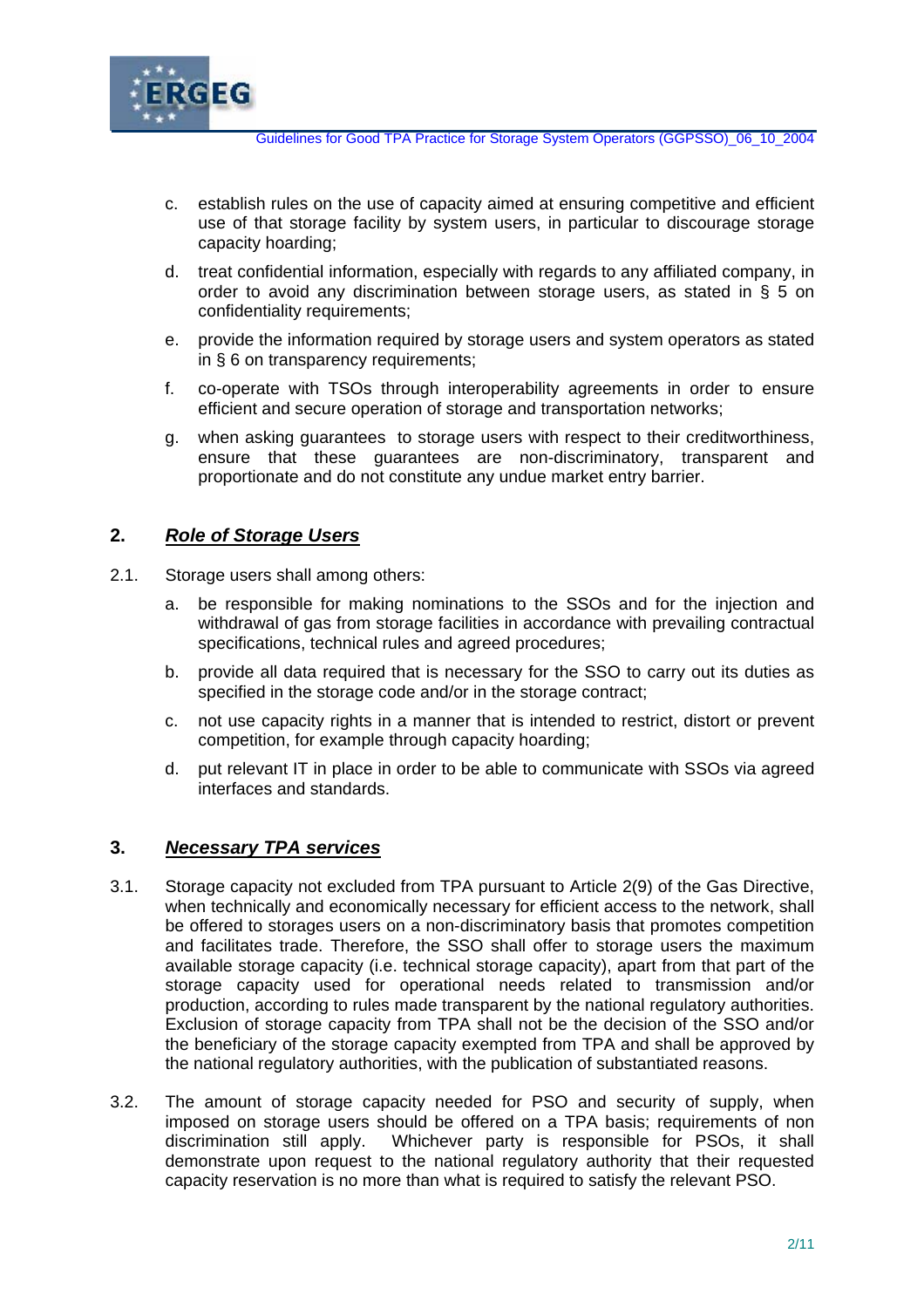c. establish rules on the use of capacity aimed at ensuring competitive and efficient use of that storage facility by system users, in particular to discourage storage capacity hoarding;

d. treat confidential information, especially with regards to any affiliated company, in order to avoid any discrimination between storage users, as stated in § 5 on confidentiality requirements;

e. provide the information required by storage users and system operators as stated in § 6 on transparency requirements;

f. co-operate with TSOs through interoperability agreements in order to ensure efficient and secure operation of storage and transportation networks;

g. when asking guarantees to storage users with respect to their creditworthiness, ensure that these guarantees are non-discriminatory, transparent and proportionate and do not constitute any undue market entry barrier.

## 2. *Role of Storage Users*

2.1. Storage users shall among others:

a. be responsible for making nominations to the SSOs and for the injection and withdrawal of gas from storage facilities in accordance with prevailing contractual specifications, technical rules and agreed procedures;

b. provide all data required that is necessary for the SSO to carry out its duties as specified in the storage code and/or in the storage contract;

c. not use capacity rights in a manner that is intended to restrict, distort or prevent competition, for example through capacity hoarding;

d. put relevant IT in place in order to be able to communicate with SSOs via agreed interfaces and standards.

## 3. *Necessary TPA services*

3.1. Storage capacity not excluded from TPA pursuant to Article 2(9) of the Gas Directive, when technically and economically necessary for efficient access to the network, shall be offered to storages users on a non-discriminatory basis that promotes competition and facilitates trade. Therefore, the SSO shall offer to storage users the maximum available storage capacity (i.e. technical storage capacity), apart from that part of the storage capacity used for operational needs related to transmission and/or production, according to rules made transparent by the national regulatory authorities. Exclusion of storage capacity from TPA shall not be the decision of the SSO and/or the beneficiary of the storage capacity exempted from TPA and shall be approved by the national regulatory authorities, with the publication of substantiated reasons.

3.2. The amount of storage capacity needed for PSO and security of supply, when imposed on storage users should be offered on a TPA basis; requirements of non discrimination still apply. Whichever party is responsible for PSOs, it shall demonstrate upon request to the national regulatory authority that their requested capacity reservation is no more than what is required to satisfy the relevant PSO.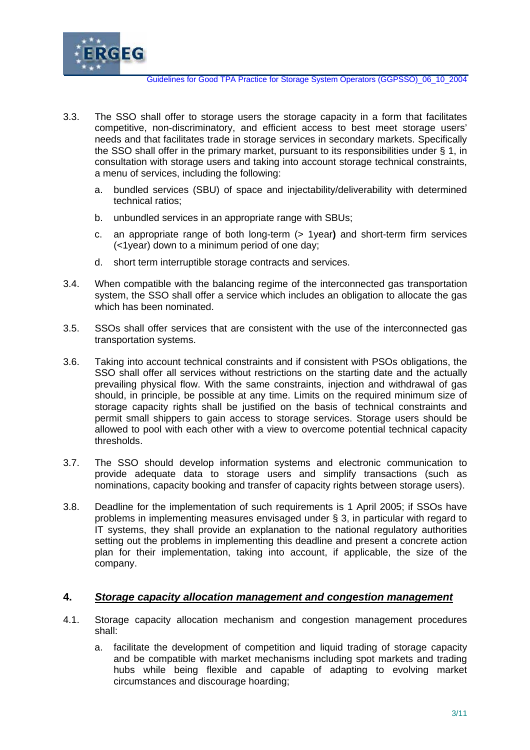3.3. The SSO shall offer to storage users the storage capacity in a form that facilitates competitive, non-discriminatory, and efficient access to best meet storage users' needs and that facilitates trade in storage services in secondary markets. Specifically the SSO shall offer in the primary market, pursuant to its responsibilities under § 1, in consultation with storage users and taking into account storage technical constraints, a menu of services, including the following:

   a. bundled services (SBU) of space and injectability/deliverability with determined technical ratios;

   b. unbundled services in an appropriate range with SBUs;

   c. an appropriate range of both long-term (> 1year**)** and short-term firm services (<1year) down to a minimum period of one day;

   d. short term interruptible storage contracts and services.

3.4. When compatible with the balancing regime of the interconnected gas transportation system, the SSO shall offer a service which includes an obligation to allocate the gas which has been nominated.

3.5. SSOs shall offer services that are consistent with the use of the interconnected gas transportation systems.

3.6. Taking into account technical constraints and if consistent with PSOs obligations, the SSO shall offer all services without restrictions on the starting date and the actually prevailing physical flow. With the same constraints, injection and withdrawal of gas should, in principle, be possible at any time. Limits on the required minimum size of storage capacity rights shall be justified on the basis of technical constraints and permit small shippers to gain access to storage services. Storage users should be allowed to pool with each other with a view to overcome potential technical capacity thresholds.

3.7. The SSO should develop information systems and electronic communication to provide adequate data to storage users and simplify transactions (such as nominations, capacity booking and transfer of capacity rights between storage users).

3.8. Deadline for the implementation of such requirements is 1 April 2005; if SSOs have problems in implementing measures envisaged under § 3, in particular with regard to IT systems, they shall provide an explanation to the national regulatory authorities setting out the problems in implementing this deadline and present a concrete action plan for their implementation, taking into account, if applicable, the size of the company.

## 4. ***Storage capacity allocation management and congestion management***

4.1. Storage capacity allocation mechanism and congestion management procedures shall:

   a. facilitate the development of competition and liquid trading of storage capacity and be compatible with market mechanisms including spot markets and trading hubs while being flexible and capable of adapting to evolving market circumstances and discourage hoarding;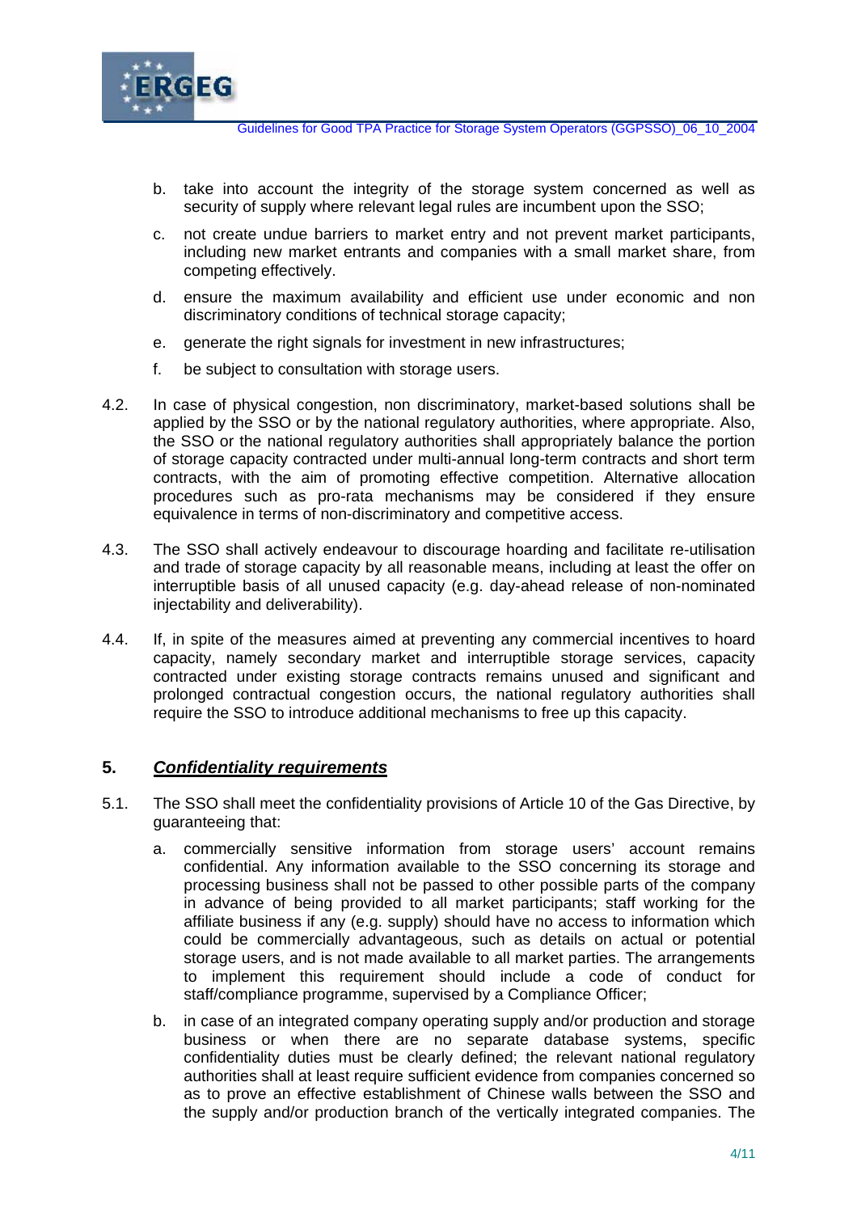b. take into account the integrity of the storage system concerned as well as security of supply where relevant legal rules are incumbent upon the SSO;

c. not create undue barriers to market entry and not prevent market participants, including new market entrants and companies with a small market share, from competing effectively.

d. ensure the maximum availability and efficient use under economic and non discriminatory conditions of technical storage capacity;

e. generate the right signals for investment in new infrastructures;

f. be subject to consultation with storage users.

4.2. In case of physical congestion, non discriminatory, market-based solutions shall be applied by the SSO or by the national regulatory authorities, where appropriate. Also, the SSO or the national regulatory authorities shall appropriately balance the portion of storage capacity contracted under multi-annual long-term contracts and short term contracts, with the aim of promoting effective competition. Alternative allocation procedures such as pro-rata mechanisms may be considered if they ensure equivalence in terms of non-discriminatory and competitive access.

4.3. The SSO shall actively endeavour to discourage hoarding and facilitate re-utilisation and trade of storage capacity by all reasonable means, including at least the offer on interruptible basis of all unused capacity (e.g. day-ahead release of non-nominated injectability and deliverability).

4.4. If, in spite of the measures aimed at preventing any commercial incentives to hoard capacity, namely secondary market and interruptible storage services, capacity contracted under existing storage contracts remains unused and significant and prolonged contractual congestion occurs, the national regulatory authorities shall require the SSO to introduce additional mechanisms to free up this capacity.

## 5. *Confidentiality requirements*

5.1. The SSO shall meet the confidentiality provisions of Article 10 of the Gas Directive, by guaranteeing that:

a. commercially sensitive information from storage users' account remains confidential. Any information available to the SSO concerning its storage and processing business shall not be passed to other possible parts of the company in advance of being provided to all market participants; staff working for the affiliate business if any (e.g. supply) should have no access to information which could be commercially advantageous, such as details on actual or potential storage users, and is not made available to all market parties. The arrangements to implement this requirement should include a code of conduct for staff/compliance programme, supervised by a Compliance Officer;

b. in case of an integrated company operating supply and/or production and storage business or when there are no separate database systems, specific confidentiality duties must be clearly defined; the relevant national regulatory authorities shall at least require sufficient evidence from companies concerned so as to prove an effective establishment of Chinese walls between the SSO and the supply and/or production branch of the vertically integrated companies. The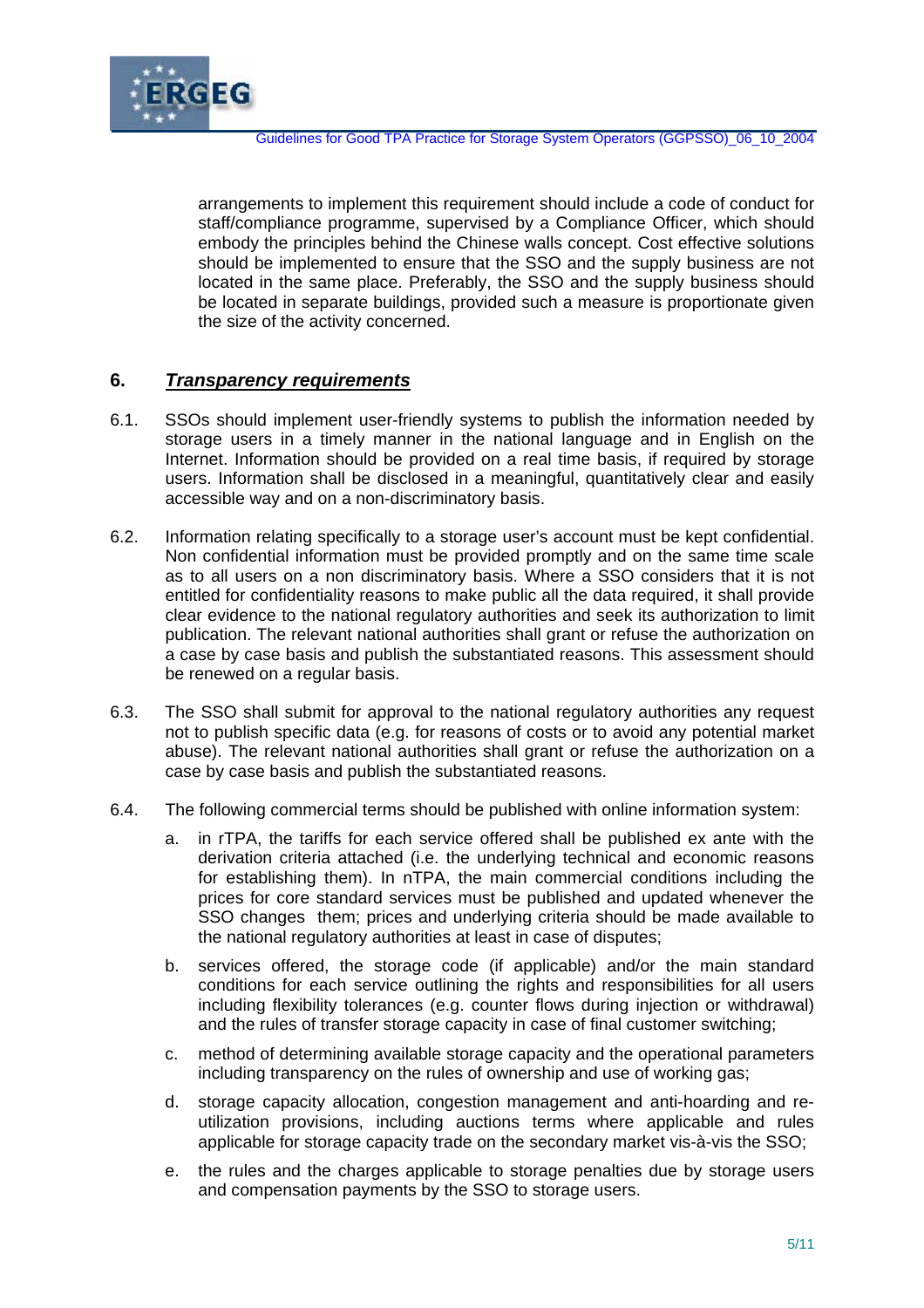arrangements to implement this requirement should include a code of conduct for staff/compliance programme, supervised by a Compliance Officer, which should embody the principles behind the Chinese walls concept. Cost effective solutions should be implemented to ensure that the SSO and the supply business are not located in the same place. Preferably, the SSO and the supply business should be located in separate buildings, provided such a measure is proportionate given the size of the activity concerned.

## 6. ***Transparency requirements***

6.1. SSOs should implement user-friendly systems to publish the information needed by storage users in a timely manner in the national language and in English on the Internet. Information should be provided on a real time basis, if required by storage users. Information shall be disclosed in a meaningful, quantitatively clear and easily accessible way and on a non-discriminatory basis.

6.2. Information relating specifically to a storage user's account must be kept confidential. Non confidential information must be provided promptly and on the same time scale as to all users on a non discriminatory basis. Where a SSO considers that it is not entitled for confidentiality reasons to make public all the data required, it shall provide clear evidence to the national regulatory authorities and seek its authorization to limit publication. The relevant national authorities shall grant or refuse the authorization on a case by case basis and publish the substantiated reasons. This assessment should be renewed on a regular basis.

6.3. The SSO shall submit for approval to the national regulatory authorities any request not to publish specific data (e.g. for reasons of costs or to avoid any potential market abuse). The relevant national authorities shall grant or refuse the authorization on a case by case basis and publish the substantiated reasons.

6.4. The following commercial terms should be published with online information system:

a. in rTPA, the tariffs for each service offered shall be published ex ante with the derivation criteria attached (i.e. the underlying technical and economic reasons for establishing them). In nTPA, the main commercial conditions including the prices for core standard services must be published and updated whenever the SSO changes them; prices and underlying criteria should be made available to the national regulatory authorities at least in case of disputes;

b. services offered, the storage code (if applicable) and/or the main standard conditions for each service outlining the rights and responsibilities for all users including flexibility tolerances (e.g. counter flows during injection or withdrawal) and the rules of transfer storage capacity in case of final customer switching;

c. method of determining available storage capacity and the operational parameters including transparency on the rules of ownership and use of working gas;

d. storage capacity allocation, congestion management and anti-hoarding and re-utilization provisions, including auctions terms where applicable and rules applicable for storage capacity trade on the secondary market vis-à-vis the SSO;

e. the rules and the charges applicable to storage penalties due by storage users and compensation payments by the SSO to storage users.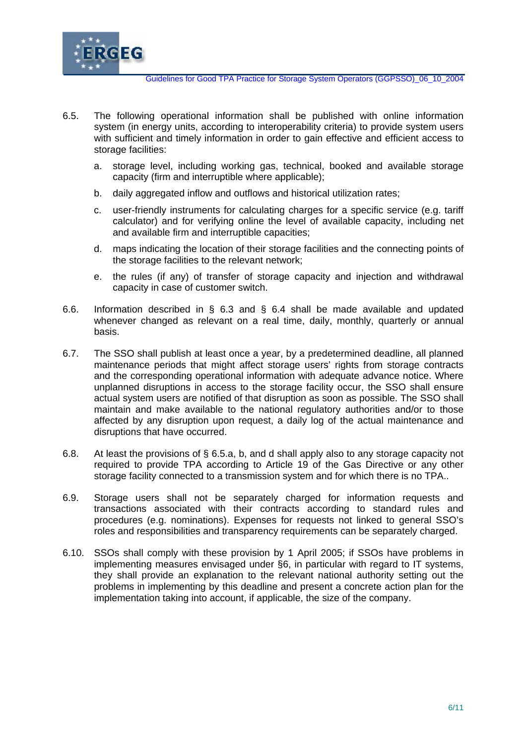6.5. The following operational information shall be published with online information system (in energy units, according to interoperability criteria) to provide system users with sufficient and timely information in order to gain effective and efficient access to storage facilities:

   a. storage level, including working gas, technical, booked and available storage capacity (firm and interruptible where applicable);

   b. daily aggregated inflow and outflows and historical utilization rates;

   c. user-friendly instruments for calculating charges for a specific service (e.g. tariff calculator) and for verifying online the level of available capacity, including net and available firm and interruptible capacities;

   d. maps indicating the location of their storage facilities and the connecting points of the storage facilities to the relevant network;

   e. the rules (if any) of transfer of storage capacity and injection and withdrawal capacity in case of customer switch.

6.6. Information described in § 6.3 and § 6.4 shall be made available and updated whenever changed as relevant on a real time, daily, monthly, quarterly or annual basis.

6.7. The SSO shall publish at least once a year, by a predetermined deadline, all planned maintenance periods that might affect storage users' rights from storage contracts and the corresponding operational information with adequate advance notice. Where unplanned disruptions in access to the storage facility occur, the SSO shall ensure actual system users are notified of that disruption as soon as possible. The SSO shall maintain and make available to the national regulatory authorities and/or to those affected by any disruption upon request, a daily log of the actual maintenance and disruptions that have occurred.

6.8. At least the provisions of § 6.5.a, b, and d shall apply also to any storage capacity not required to provide TPA according to Article 19 of the Gas Directive or any other storage facility connected to a transmission system and for which there is no TPA..

6.9. Storage users shall not be separately charged for information requests and transactions associated with their contracts according to standard rules and procedures (e.g. nominations). Expenses for requests not linked to general SSO's roles and responsibilities and transparency requirements can be separately charged.

6.10. SSOs shall comply with these provision by 1 April 2005; if SSOs have problems in implementing measures envisaged under §6, in particular with regard to IT systems, they shall provide an explanation to the relevant national authority setting out the problems in implementing by this deadline and present a concrete action plan for the implementation taking into account, if applicable, the size of the company.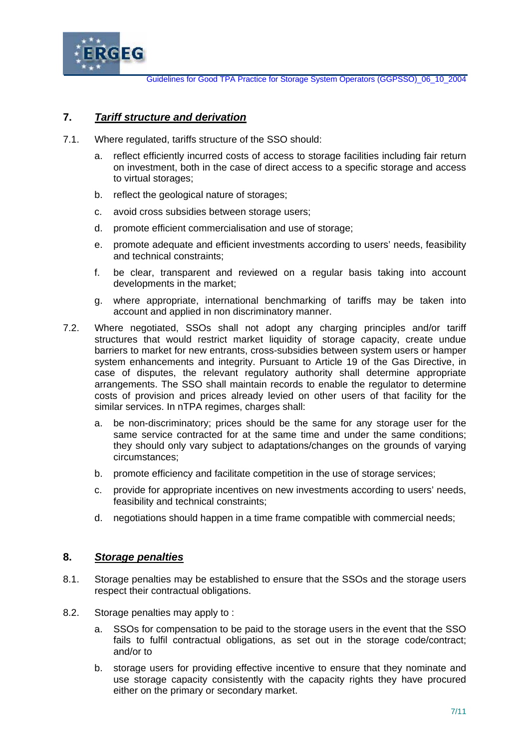## 7. ***Tariff structure and derivation***

7.1. Where regulated, tariffs structure of the SSO should:

a. reflect efficiently incurred costs of access to storage facilities including fair return on investment, both in the case of direct access to a specific storage and access to virtual storages;

b. reflect the geological nature of storages;

c. avoid cross subsidies between storage users;

d. promote efficient commercialisation and use of storage;

e. promote adequate and efficient investments according to users' needs, feasibility and technical constraints;

f. be clear, transparent and reviewed on a regular basis taking into account developments in the market;

g. where appropriate, international benchmarking of tariffs may be taken into account and applied in non discriminatory manner.

7.2. Where negotiated, SSOs shall not adopt any charging principles and/or tariff structures that would restrict market liquidity of storage capacity, create undue barriers to market for new entrants, cross-subsidies between system users or hamper system enhancements and integrity. Pursuant to Article 19 of the Gas Directive, in case of disputes, the relevant regulatory authority shall determine appropriate arrangements. The SSO shall maintain records to enable the regulator to determine costs of provision and prices already levied on other users of that facility for the similar services. In nTPA regimes, charges shall:

a. be non-discriminatory; prices should be the same for any storage user for the same service contracted for at the same time and under the same conditions; they should only vary subject to adaptations/changes on the grounds of varying circumstances;

b. promote efficiency and facilitate competition in the use of storage services;

c. provide for appropriate incentives on new investments according to users' needs, feasibility and technical constraints;

d. negotiations should happen in a time frame compatible with commercial needs;

## 8. ***Storage penalties***

8.1. Storage penalties may be established to ensure that the SSOs and the storage users respect their contractual obligations.

8.2. Storage penalties may apply to :

a. SSOs for compensation to be paid to the storage users in the event that the SSO fails to fulfil contractual obligations, as set out in the storage code/contract; and/or to

b. storage users for providing effective incentive to ensure that they nominate and use storage capacity consistently with the capacity rights they have procured either on the primary or secondary market.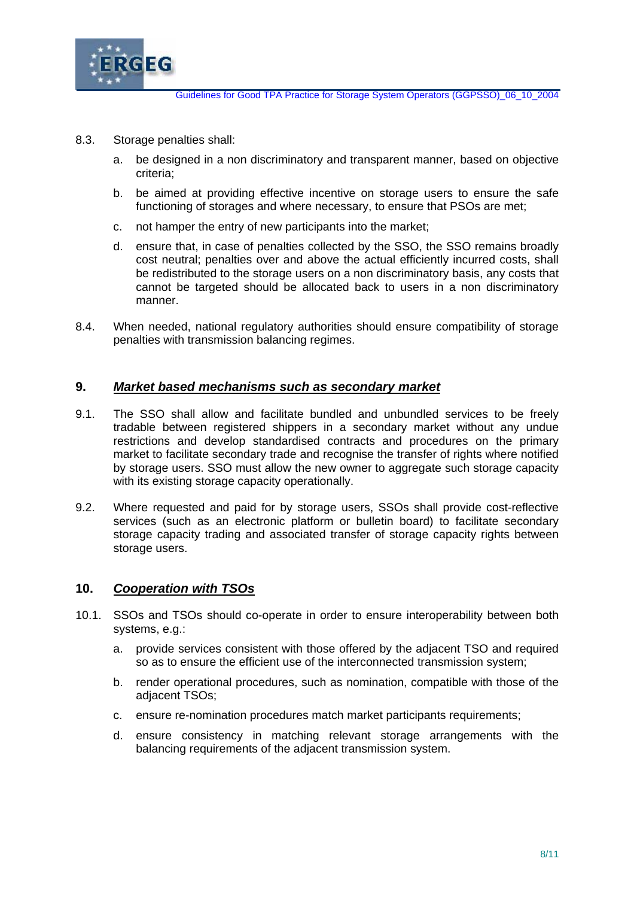8.3. Storage penalties shall:

a. be designed in a non discriminatory and transparent manner, based on objective criteria;

b. be aimed at providing effective incentive on storage users to ensure the safe functioning of storages and where necessary, to ensure that PSOs are met;

c. not hamper the entry of new participants into the market;

d. ensure that, in case of penalties collected by the SSO, the SSO remains broadly cost neutral; penalties over and above the actual efficiently incurred costs, shall be redistributed to the storage users on a non discriminatory basis, any costs that cannot be targeted should be allocated back to users in a non discriminatory manner.

8.4. When needed, national regulatory authorities should ensure compatibility of storage penalties with transmission balancing regimes.

## 9. ***Market based mechanisms such as secondary market***

9.1. The SSO shall allow and facilitate bundled and unbundled services to be freely tradable between registered shippers in a secondary market without any undue restrictions and develop standardised contracts and procedures on the primary market to facilitate secondary trade and recognise the transfer of rights where notified by storage users. SSO must allow the new owner to aggregate such storage capacity with its existing storage capacity operationally.

9.2. Where requested and paid for by storage users, SSOs shall provide cost-reflective services (such as an electronic platform or bulletin board) to facilitate secondary storage capacity trading and associated transfer of storage capacity rights between storage users.

## 10. ***Cooperation with TSOs***

10.1. SSOs and TSOs should co-operate in order to ensure interoperability between both systems, e.g.:

a. provide services consistent with those offered by the adjacent TSO and required so as to ensure the efficient use of the interconnected transmission system;

b. render operational procedures, such as nomination, compatible with those of the adjacent TSOs;

c. ensure re-nomination procedures match market participants requirements;

d. ensure consistency in matching relevant storage arrangements with the balancing requirements of the adjacent transmission system.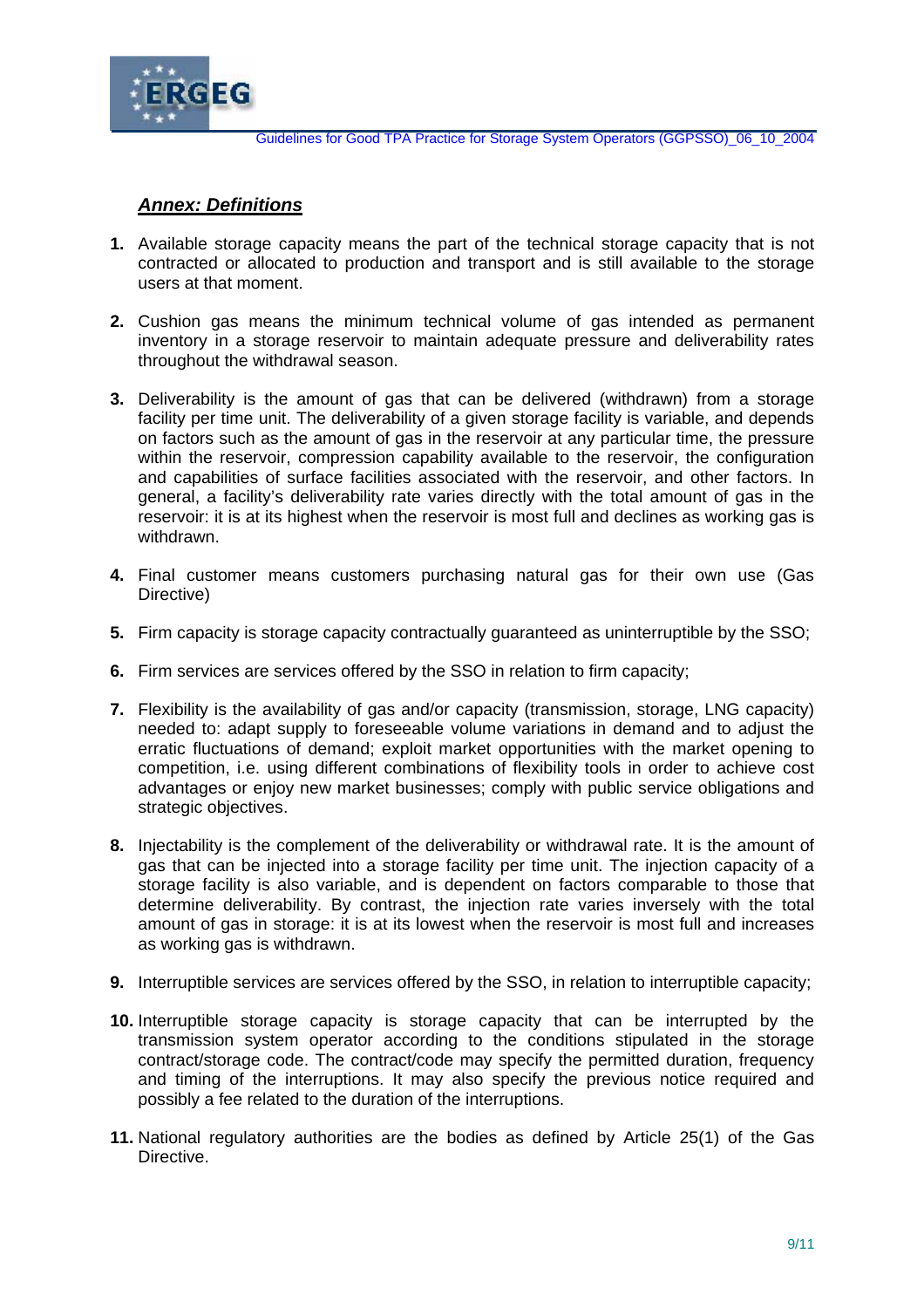## ***Annex: Definitions***

1. Available storage capacity means the part of the technical storage capacity that is not contracted or allocated to production and transport and is still available to the storage users at that moment.

2. Cushion gas means the minimum technical volume of gas intended as permanent inventory in a storage reservoir to maintain adequate pressure and deliverability rates throughout the withdrawal season.

3. Deliverability is the amount of gas that can be delivered (withdrawn) from a storage facility per time unit. The deliverability of a given storage facility is variable, and depends on factors such as the amount of gas in the reservoir at any particular time, the pressure within the reservoir, compression capability available to the reservoir, the configuration and capabilities of surface facilities associated with the reservoir, and other factors. In general, a facility's deliverability rate varies directly with the total amount of gas in the reservoir: it is at its highest when the reservoir is most full and declines as working gas is withdrawn.

4. Final customer means customers purchasing natural gas for their own use (Gas Directive)

5. Firm capacity is storage capacity contractually guaranteed as uninterruptible by the SSO;

6. Firm services are services offered by the SSO in relation to firm capacity;

7. Flexibility is the availability of gas and/or capacity (transmission, storage, LNG capacity) needed to: adapt supply to foreseeable volume variations in demand and to adjust the erratic fluctuations of demand; exploit market opportunities with the market opening to competition, i.e. using different combinations of flexibility tools in order to achieve cost advantages or enjoy new market businesses; comply with public service obligations and strategic objectives.

8. Injectability is the complement of the deliverability or withdrawal rate. It is the amount of gas that can be injected into a storage facility per time unit. The injection capacity of a storage facility is also variable, and is dependent on factors comparable to those that determine deliverability. By contrast, the injection rate varies inversely with the total amount of gas in storage: it is at its lowest when the reservoir is most full and increases as working gas is withdrawn.

9. Interruptible services are services offered by the SSO, in relation to interruptible capacity;

10. Interruptible storage capacity is storage capacity that can be interrupted by the transmission system operator according to the conditions stipulated in the storage contract/storage code. The contract/code may specify the permitted duration, frequency and timing of the interruptions. It may also specify the previous notice required and possibly a fee related to the duration of the interruptions.

11. National regulatory authorities are the bodies as defined by Article 25(1) of the Gas Directive.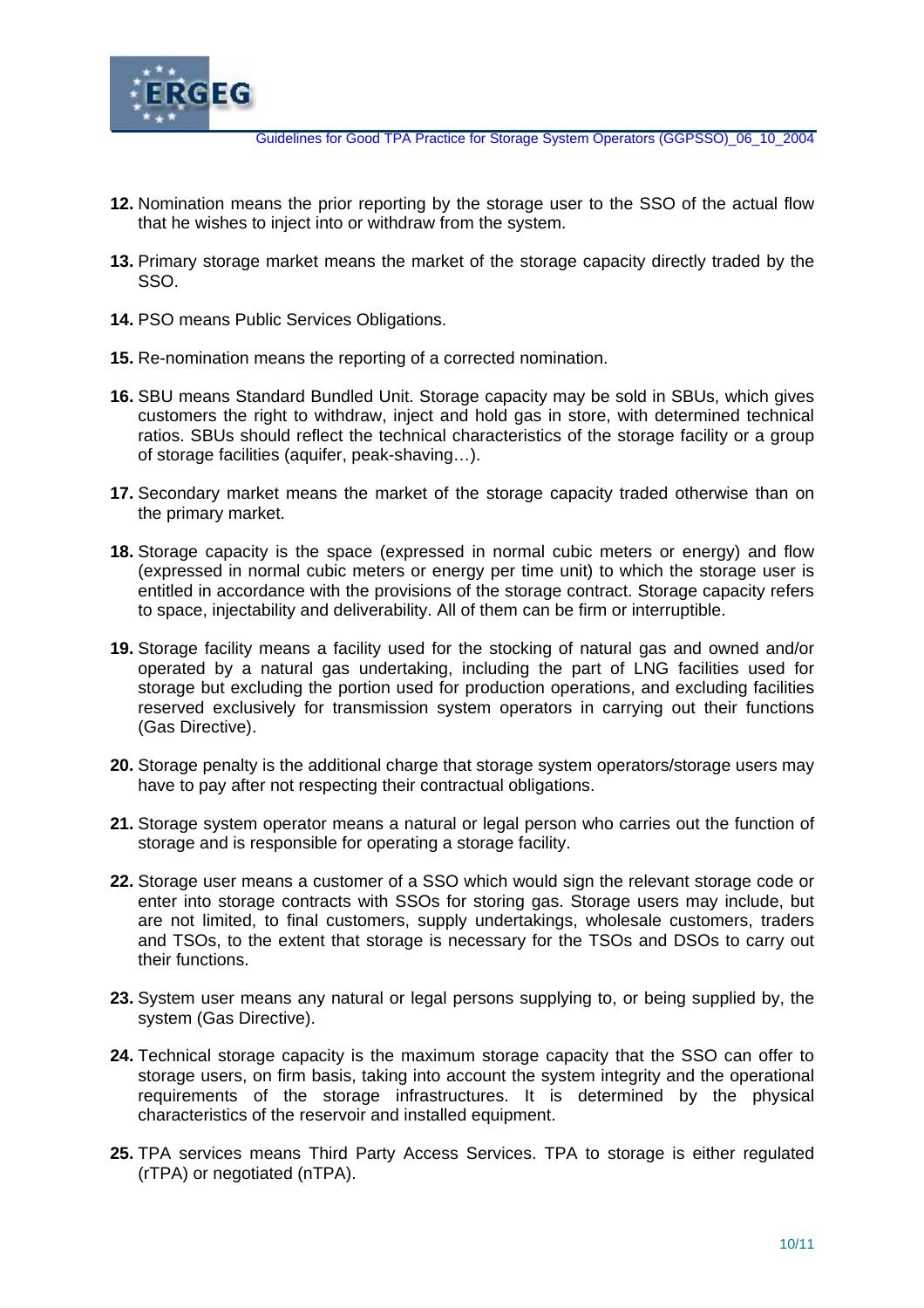**12.** Nomination means the prior reporting by the storage user to the SSO of the actual flow that he wishes to inject into or withdraw from the system.

**13.** Primary storage market means the market of the storage capacity directly traded by the SSO.

**14.** PSO means Public Services Obligations.

**15.** Re-nomination means the reporting of a corrected nomination.

**16.** SBU means Standard Bundled Unit. Storage capacity may be sold in SBUs, which gives customers the right to withdraw, inject and hold gas in store, with determined technical ratios. SBUs should reflect the technical characteristics of the storage facility or a group of storage facilities (aquifer, peak-shaving…).

**17.** Secondary market means the market of the storage capacity traded otherwise than on the primary market.

**18.** Storage capacity is the space (expressed in normal cubic meters or energy) and flow (expressed in normal cubic meters or energy per time unit) to which the storage user is entitled in accordance with the provisions of the storage contract. Storage capacity refers to space, injectability and deliverability. All of them can be firm or interruptible.

**19.** Storage facility means a facility used for the stocking of natural gas and owned and/or operated by a natural gas undertaking, including the part of LNG facilities used for storage but excluding the portion used for production operations, and excluding facilities reserved exclusively for transmission system operators in carrying out their functions (Gas Directive).

**20.** Storage penalty is the additional charge that storage system operators/storage users may have to pay after not respecting their contractual obligations.

**21.** Storage system operator means a natural or legal person who carries out the function of storage and is responsible for operating a storage facility.

**22.** Storage user means a customer of a SSO which would sign the relevant storage code or enter into storage contracts with SSOs for storing gas. Storage users may include, but are not limited, to final customers, supply undertakings, wholesale customers, traders and TSOs, to the extent that storage is necessary for the TSOs and DSOs to carry out their functions.

**23.** System user means any natural or legal persons supplying to, or being supplied by, the system (Gas Directive).

**24.** Technical storage capacity is the maximum storage capacity that the SSO can offer to storage users, on firm basis, taking into account the system integrity and the operational requirements of the storage infrastructures. It is determined by the physical characteristics of the reservoir and installed equipment.

**25.** TPA services means Third Party Access Services. TPA to storage is either regulated (rTPA) or negotiated (nTPA).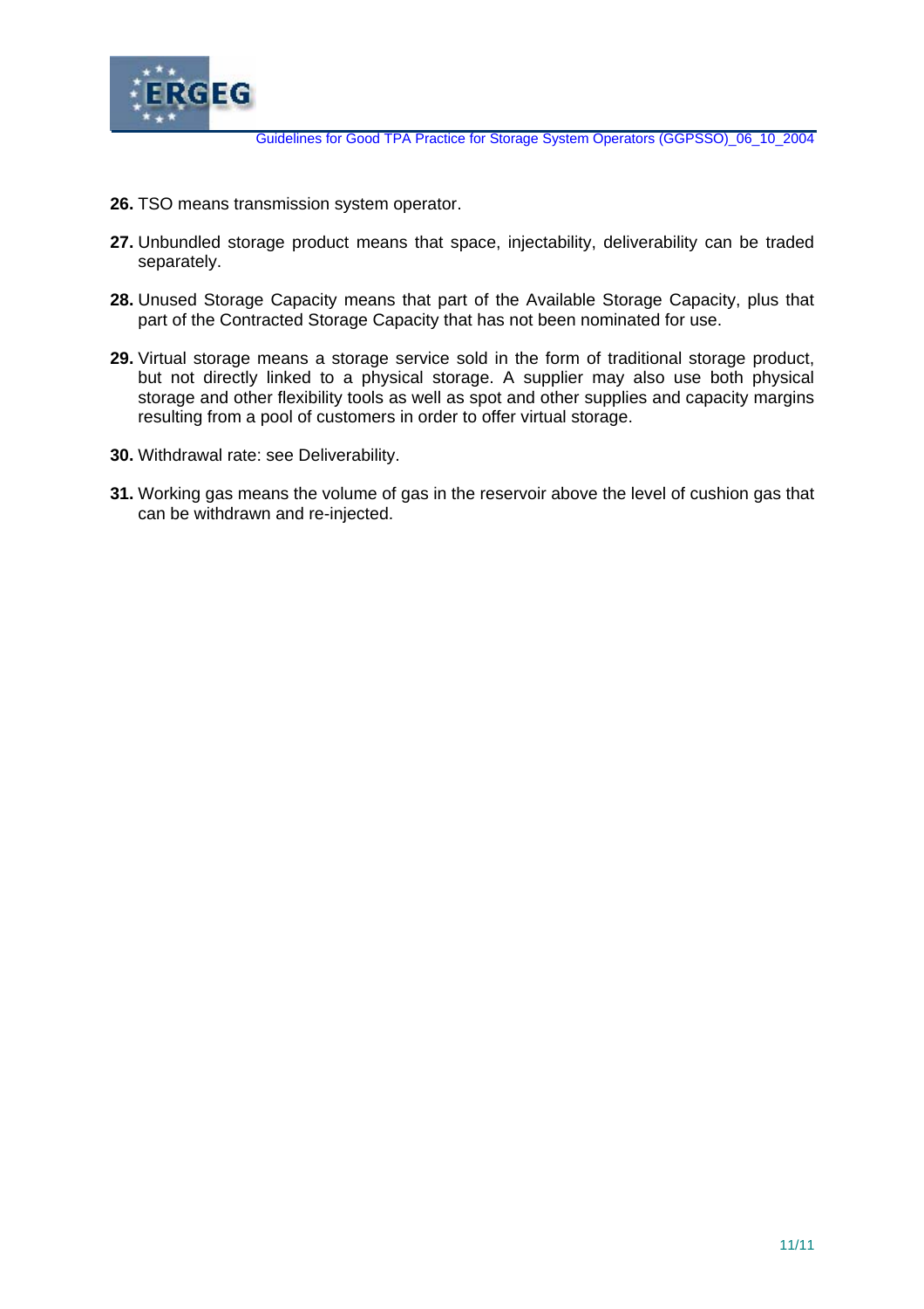**26.** TSO means transmission system operator.

**27.** Unbundled storage product means that space, injectability, deliverability can be traded separately.

**28.** Unused Storage Capacity means that part of the Available Storage Capacity, plus that part of the Contracted Storage Capacity that has not been nominated for use.

**29.** Virtual storage means a storage service sold in the form of traditional storage product, but not directly linked to a physical storage. A supplier may also use both physical storage and other flexibility tools as well as spot and other supplies and capacity margins resulting from a pool of customers in order to offer virtual storage.

**30.** Withdrawal rate: see Deliverability.

**31.** Working gas means the volume of gas in the reservoir above the level of cushion gas that can be withdrawn and re-injected.